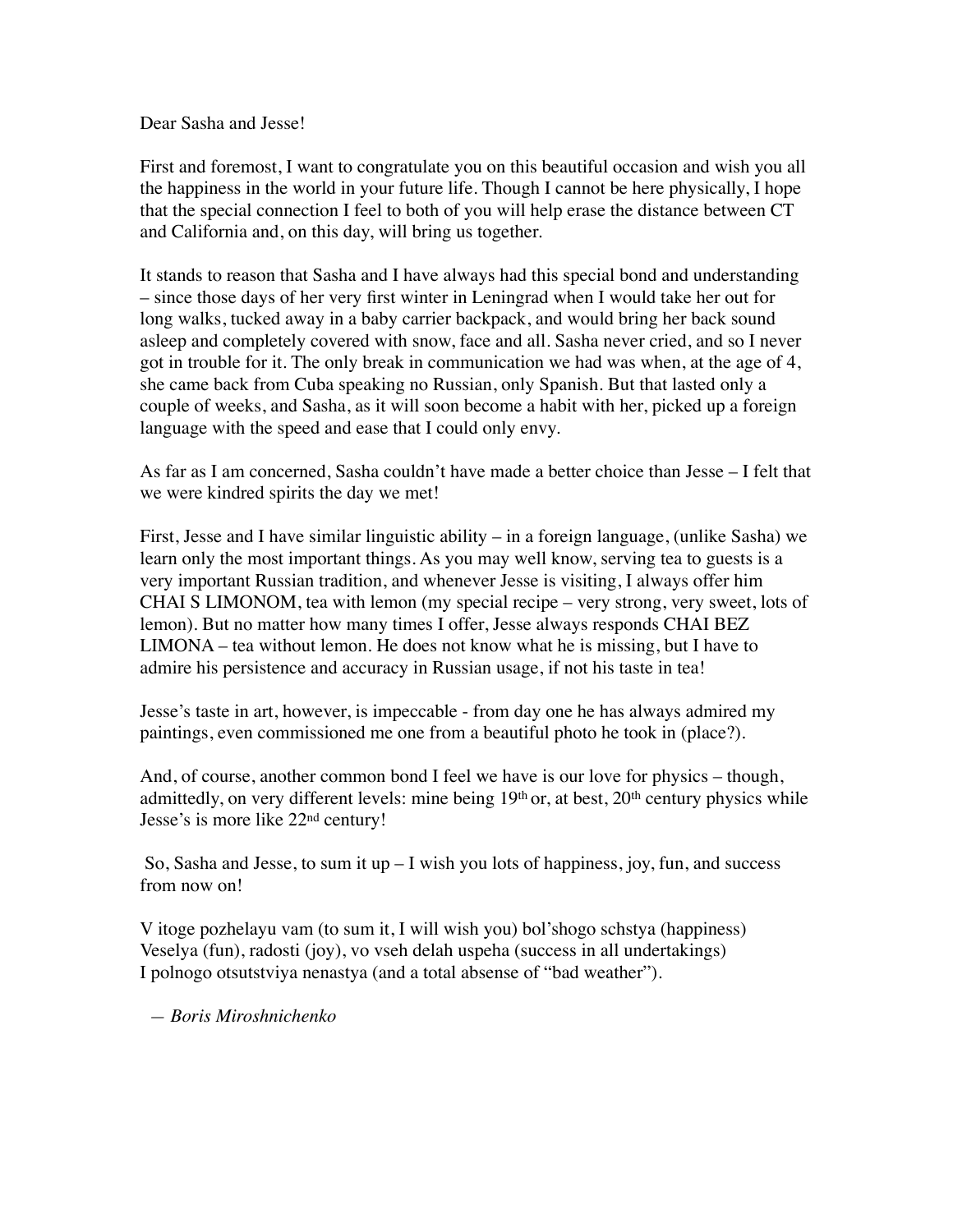Dear Sasha and Jesse!

First and foremost, I want to congratulate you on this beautiful occasion and wish you all the happiness in the world in your future life. Though I cannot be here physically, I hope that the special connection I feel to both of you will help erase the distance between CT and California and, on this day, will bring us together.

It stands to reason that Sasha and I have always had this special bond and understanding – since those days of her very first winter in Leningrad when I would take her out for long walks, tucked away in a baby carrier backpack, and would bring her back sound asleep and completely covered with snow, face and all. Sasha never cried, and so I never got in trouble for it. The only break in communication we had was when, at the age of 4, she came back from Cuba speaking no Russian, only Spanish. But that lasted only a couple of weeks, and Sasha, as it will soon become a habit with her, picked up a foreign language with the speed and ease that I could only envy.

As far as I am concerned, Sasha couldn't have made a better choice than Jesse – I felt that we were kindred spirits the day we met!

First, Jesse and I have similar linguistic ability – in a foreign language, (unlike Sasha) we learn only the most important things. As you may well know, serving tea to guests is a very important Russian tradition, and whenever Jesse is visiting, I always offer him CHAI S LIMONOM, tea with lemon (my special recipe – very strong, very sweet, lots of lemon). But no matter how many times I offer, Jesse always responds CHAI BEZ LIMONA – tea without lemon. He does not know what he is missing, but I have to admire his persistence and accuracy in Russian usage, if not his taste in tea!

Jesse's taste in art, however, is impeccable - from day one he has always admired my paintings, even commissioned me one from a beautiful photo he took in (place?).

And, of course, another common bond I feel we have is our love for physics – though, admittedly, on very different levels: mine being 19th or, at best, 20th century physics while Jesse's is more like 22nd century!

So, Sasha and Jesse, to sum it up – I wish you lots of happiness, joy, fun, and success from now on!

V itoge pozhelayu vam (to sum it, I will wish you) bol'shogo schstya (happiness)
Veselya (fun), radosti (joy), vo vseh delah uspeha (success in all undertakings)
I polnogo otsutstviya nenastya (and a total absense of "bad weather").

*— Boris Miroshnichenko*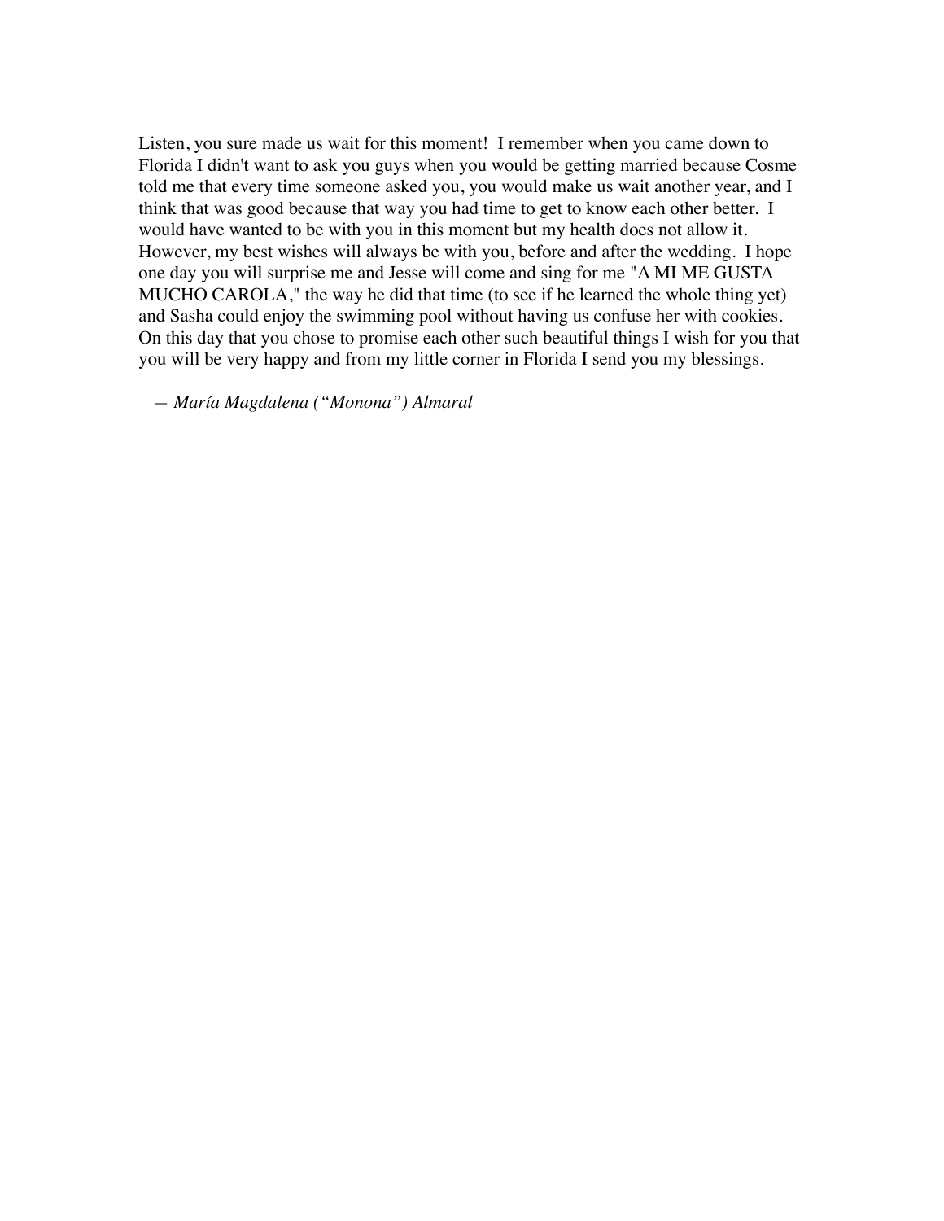Listen, you sure made us wait for this moment! I remember when you came down to Florida I didn't want to ask you guys when you would be getting married because Cosme told me that every time someone asked you, you would make us wait another year, and I think that was good because that way you had time to get to know each other better. I would have wanted to be with you in this moment but my health does not allow it. However, my best wishes will always be with you, before and after the wedding. I hope one day you will surprise me and Jesse will come and sing for me "A MI ME GUSTA MUCHO CAROLA," the way he did that time (to see if he learned the whole thing yet) and Sasha could enjoy the swimming pool without having us confuse her with cookies. On this day that you chose to promise each other such beautiful things I wish for you that you will be very happy and from my little corner in Florida I send you my blessings.

— *María Magdalena ("Monona") Almaral*